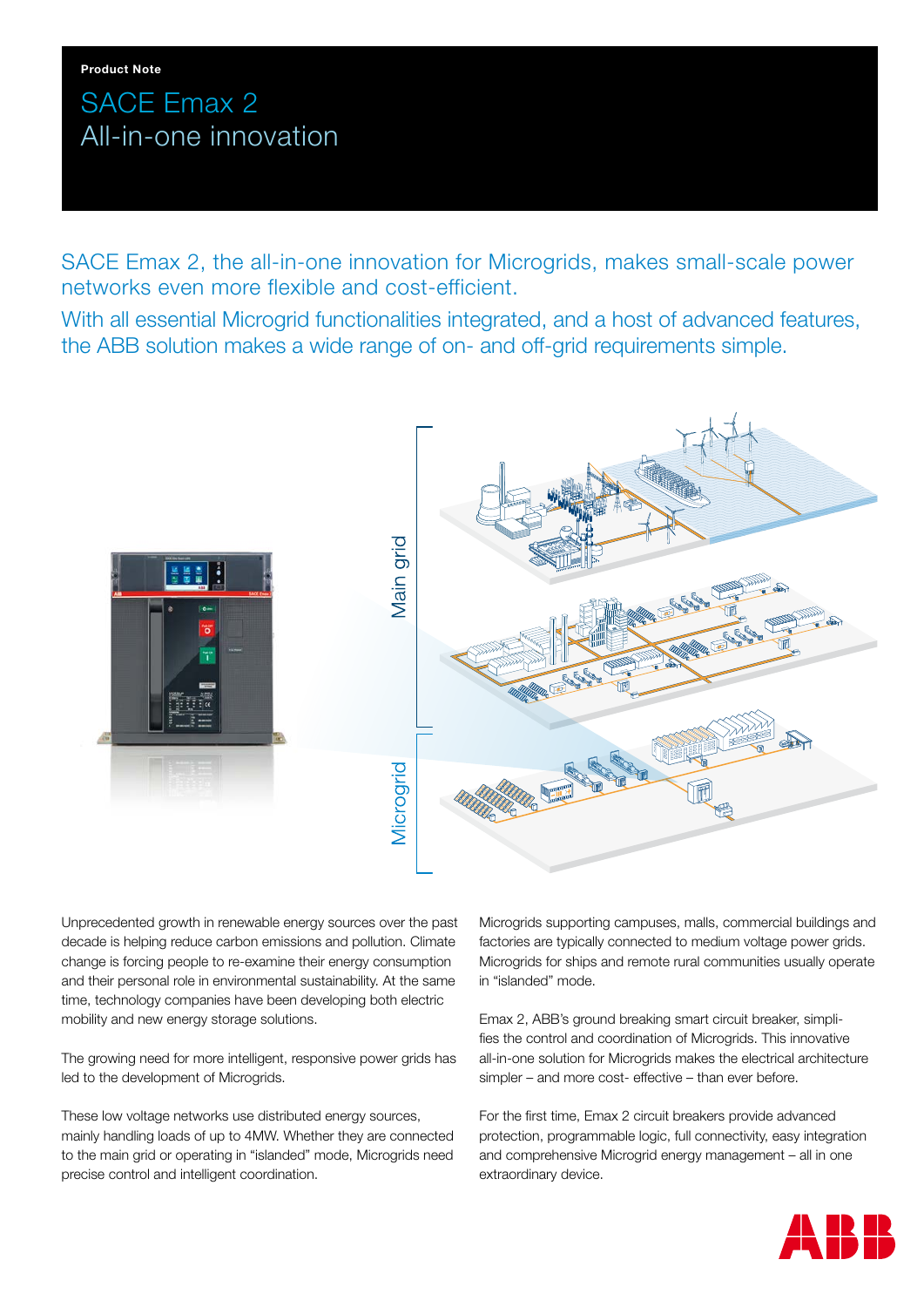**Product Note**

# SACE Emax 2
## All-in-one innovation

SACE Emax 2, the all-in-one innovation for Microgrids, makes small-scale power networks even more flexible and cost-efficient.

With all essential Microgrid functionalities integrated, and a host of advanced features, the ABB solution makes a wide range of on- and off-grid requirements simple.

Main grid

Microgrid

Unprecedented growth in renewable energy sources over the past decade is helping reduce carbon emissions and pollution. Climate change is forcing people to re-examine their energy consumption and their personal role in environmental sustainability. At the same time, technology companies have been developing both electric mobility and new energy storage solutions.

The growing need for more intelligent, responsive power grids has led to the development of Microgrids.

These low voltage networks use distributed energy sources, mainly handling loads of up to 4MW. Whether they are connected to the main grid or operating in "islanded" mode, Microgrids need precise control and intelligent coordination.

Microgrids supporting campuses, malls, commercial buildings and factories are typically connected to medium voltage power grids. Microgrids for ships and remote rural communities usually operate in "islanded" mode.

Emax 2, ABB's ground breaking smart circuit breaker, simplifies the control and coordination of Microgrids. This innovative all-in-one solution for Microgrids makes the electrical architecture simpler – and more cost- effective – than ever before.

For the first time, Emax 2 circuit breakers provide advanced protection, programmable logic, full connectivity, easy integration and comprehensive Microgrid energy management – all in one extraordinary device.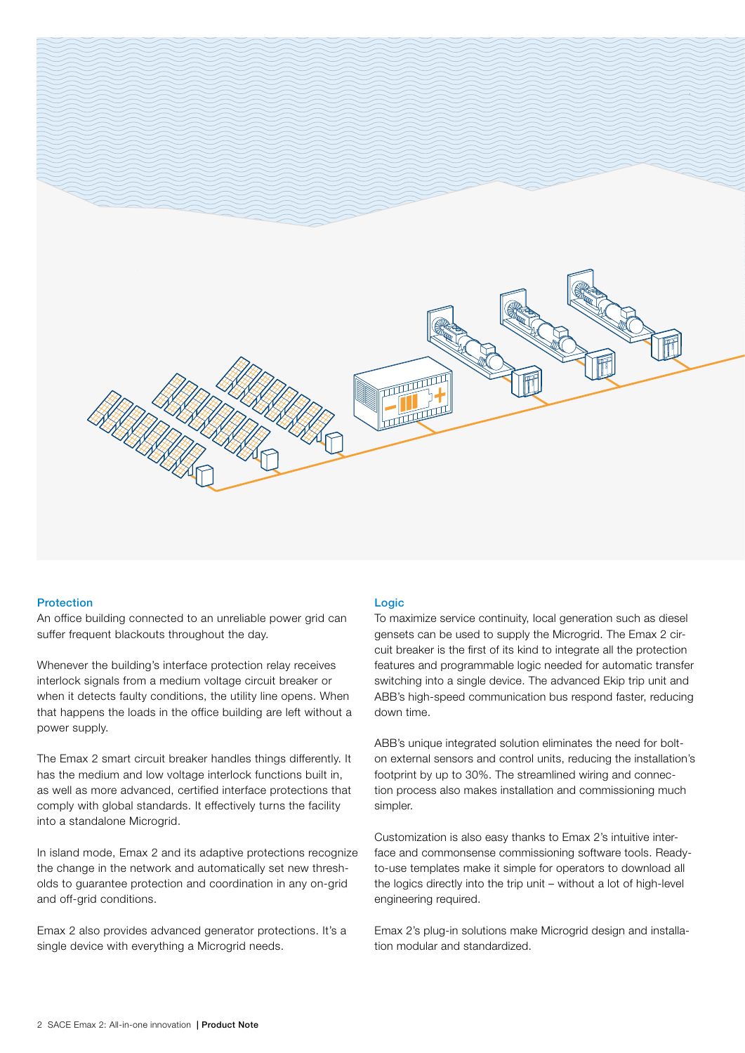## Protection

An office building connected to an unreliable power grid can suffer frequent blackouts throughout the day.

Whenever the building's interface protection relay receives interlock signals from a medium voltage circuit breaker or when it detects faulty conditions, the utility line opens. When that happens the loads in the office building are left without a power supply.

The Emax 2 smart circuit breaker handles things differently. It has the medium and low voltage interlock functions built in, as well as more advanced, certified interface protections that comply with global standards. It effectively turns the facility into a standalone Microgrid.

In island mode, Emax 2 and its adaptive protections recognize the change in the network and automatically set new thresholds to guarantee protection and coordination in any on-grid and off-grid conditions.

Emax 2 also provides advanced generator protections. It's a single device with everything a Microgrid needs.

## Logic

To maximize service continuity, local generation such as diesel gensets can be used to supply the Microgrid. The Emax 2 circuit breaker is the first of its kind to integrate all the protection features and programmable logic needed for automatic transfer switching into a single device. The advanced Ekip trip unit and ABB's high-speed communication bus respond faster, reducing down time.

ABB's unique integrated solution eliminates the need for bolt-on external sensors and control units, reducing the installation's footprint by up to 30%. The streamlined wiring and connection process also makes installation and commissioning much simpler.

Customization is also easy thanks to Emax 2's intuitive interface and commonsense commissioning software tools. Ready-to-use templates make it simple for operators to download all the logics directly into the trip unit – without a lot of high-level engineering required.

Emax 2's plug-in solutions make Microgrid design and installation modular and standardized.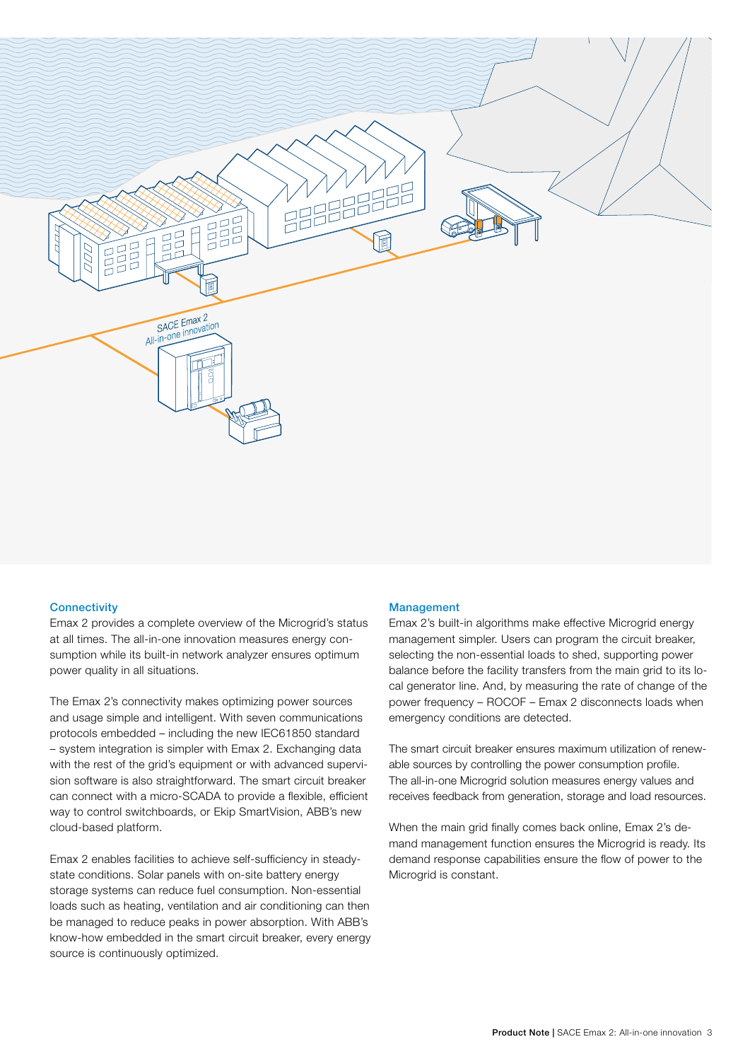## Connectivity

Emax 2 provides a complete overview of the Microgrid's status at all times. The all-in-one innovation measures energy consumption while its built-in network analyzer ensures optimum power quality in all situations.

The Emax 2's connectivity makes optimizing power sources and usage simple and intelligent. With seven communications protocols embedded – including the new IEC61850 standard – system integration is simpler with Emax 2. Exchanging data with the rest of the grid's equipment or with advanced supervision software is also straightforward. The smart circuit breaker can connect with a micro-SCADA to provide a flexible, efficient way to control switchboards, or Ekip SmartVision, ABB's new cloud-based platform.

Emax 2 enables facilities to achieve self-sufficiency in steady-state conditions. Solar panels with on-site battery energy storage systems can reduce fuel consumption. Non-essential loads such as heating, ventilation and air conditioning can then be managed to reduce peaks in power absorption. With ABB's know-how embedded in the smart circuit breaker, every energy source is continuously optimized.

## Management

Emax 2's built-in algorithms make effective Microgrid energy management simpler. Users can program the circuit breaker, selecting the non-essential loads to shed, supporting power balance before the facility transfers from the main grid to its local generator line. And, by measuring the rate of change of the power frequency – ROCOF – Emax 2 disconnects loads when emergency conditions are detected.

The smart circuit breaker ensures maximum utilization of renewable sources by controlling the power consumption profile. The all-in-one Microgrid solution measures energy values and receives feedback from generation, storage and load resources.

When the main grid finally comes back online, Emax 2's demand management function ensures the Microgrid is ready. Its demand response capabilities ensure the flow of power to the Microgrid is constant.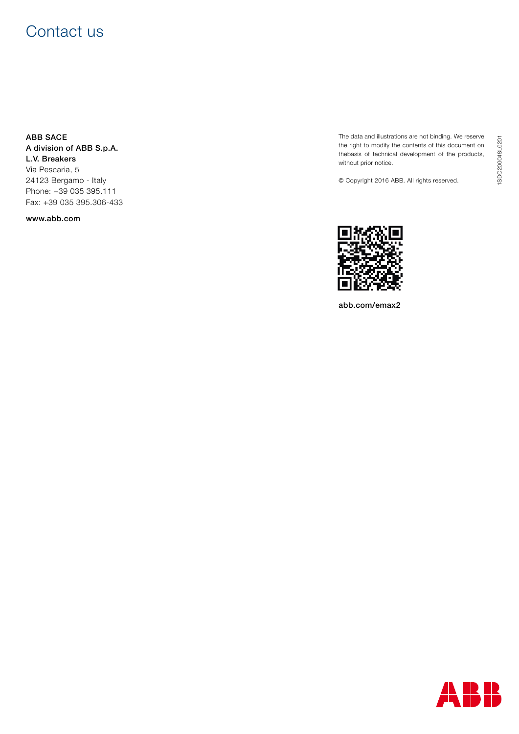# Contact us

**ABB SACE**
**A division of ABB S.p.A.**
**L.V. Breakers**
Via Pescaria, 5
24123 Bergamo - Italy
Phone: +39 035 395.111
Fax: +39 035 395.306-433

**www.abb.com**

The data and illustrations are not binding. We reserve the right to modify the contents of this document on thebasis of technical development of the products, without prior notice.

© Copyright 2016 ABB. All rights reserved.

1SDC200048L0201

**abb.com/emax2**